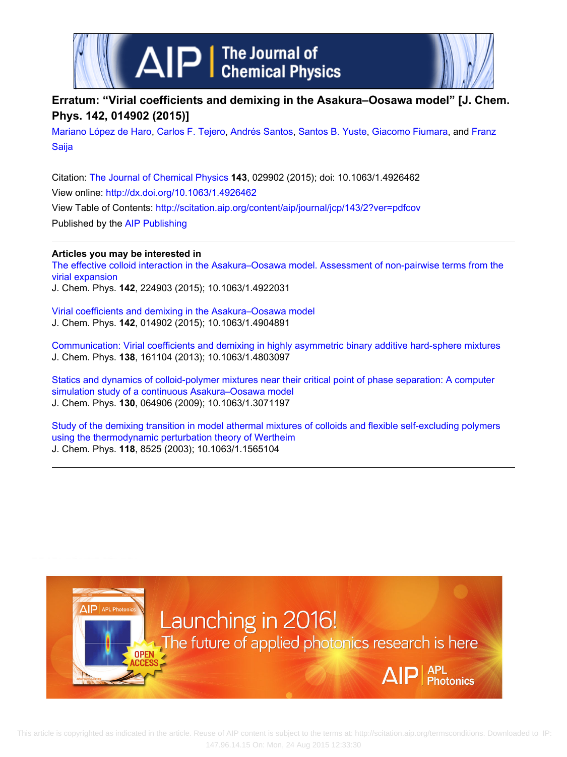# Erratum: "Virial coefficients and demixing in the Asakura–Oosawa model" [J. Chem. Phys. 142, 014902 (2015)]

Mariano López de Haro, Carlos F. Tejero, Andrés Santos, Santos B. Yuste, Giacomo Fiumara, and Franz Saija

Citation: The Journal of Chemical Physics **143**, 029902 (2015); doi: 10.1063/1.4926462

View online: http://dx.doi.org/10.1063/1.4926462

View Table of Contents: http://scitation.aip.org/content/aip/journal/jcp/143/2?ver=pdfcov

Published by the AIP Publishing

## Articles you may be interested in

The effective colloid interaction in the Asakura–Oosawa model. Assessment of non-pairwise terms from the virial expansion
J. Chem. Phys. **142**, 224903 (2015); 10.1063/1.4922031

Virial coefficients and demixing in the Asakura–Oosawa model
J. Chem. Phys. **142**, 014902 (2015); 10.1063/1.4904891

Communication: Virial coefficients and demixing in highly asymmetric binary additive hard-sphere mixtures
J. Chem. Phys. **138**, 161104 (2013); 10.1063/1.4803097

Statics and dynamics of colloid-polymer mixtures near their critical point of phase separation: A computer simulation study of a continuous Asakura–Oosawa model
J. Chem. Phys. **130**, 064906 (2009); 10.1063/1.3071197

Study of the demixing transition in model athermal mixtures of colloids and flexible self-excluding polymers using the thermodynamic perturbation theory of Wertheim
J. Chem. Phys. **118**, 8525 (2003); 10.1063/1.1565104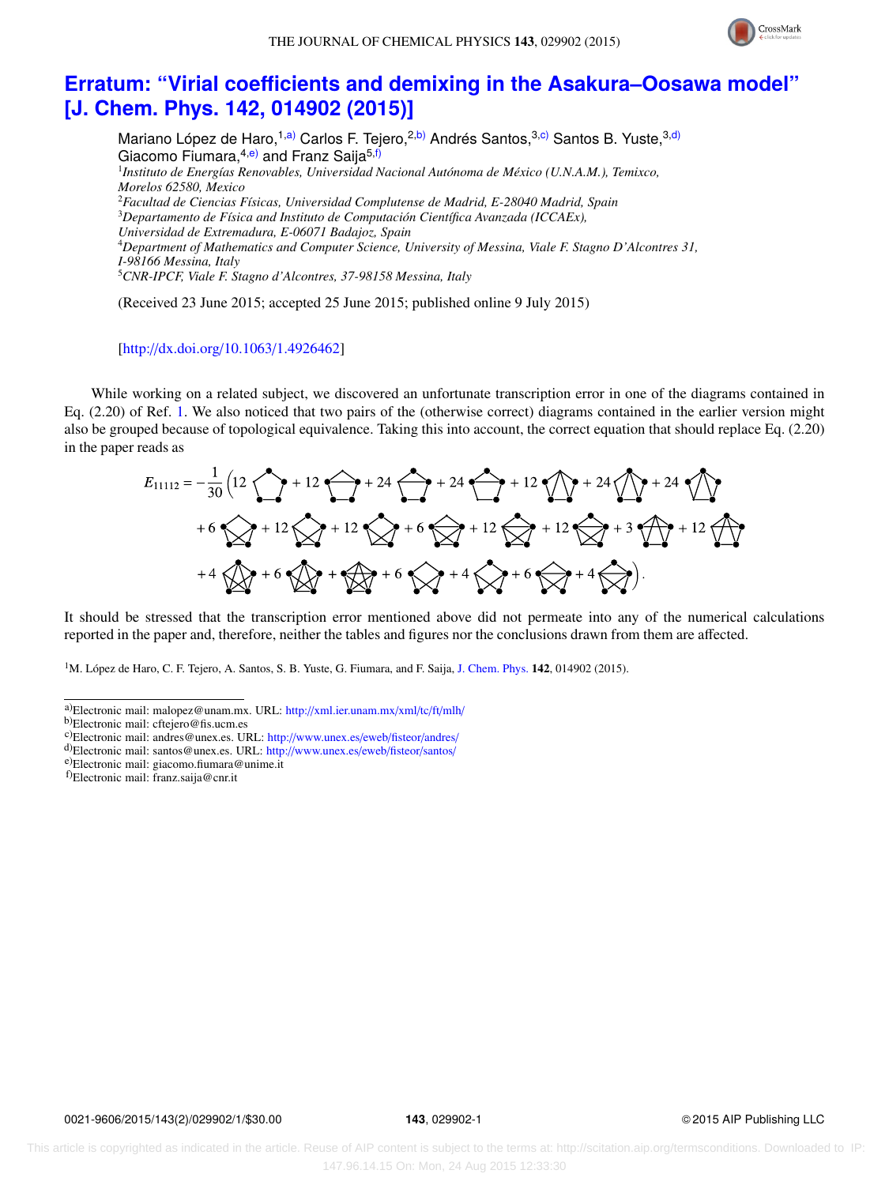# Erratum: "Virial coefficients and demixing in the Asakura–Oosawa model" [J. Chem. Phys. 142, 014902 (2015)]

Mariano López de Haro,[1,a)] Carlos F. Tejero,[2,b)] Andrés Santos,[3,c)] Santos B. Yuste,[3,d)] Giacomo Fiumara,[4,e)] and Franz Saija[5,f)]

[1]*Instituto de Energías Renovables, Universidad Nacional Autónoma de México (U.N.A.M.), Temixco, Morelos 62580, Mexico*
[2]*Facultad de Ciencias Físicas, Universidad Complutense de Madrid, E-28040 Madrid, Spain*
[3]*Departamento de Física and Instituto de Computación Científica Avanzada (ICCAEx), Universidad de Extremadura, E-06071 Badajoz, Spain*
[4]*Department of Mathematics and Computer Science, University of Messina, Viale F. Stagno D'Alcontres 31, I-98166 Messina, Italy*
[5]*CNR-IPCF, Viale F. Stagno d'Alcontres, 37-98158 Messina, Italy*

(Received 23 June 2015; accepted 25 June 2015; published online 9 July 2015)

[http://dx.doi.org/10.1063/1.4926462]

While working on a related subject, we discovered an unfortunate transcription error in one of the diagrams contained in Eq. (2.20) of Ref. 1. We also noticed that two pairs of the (otherwise correct) diagrams contained in the earlier version might also be grouped because of topological equivalence. Taking this into account, the correct equation that should replace Eq. (2.20) in the paper reads as

$$E_{11112} = -\frac{1}{30}\Big(12\,[\text{diagram}] + 12\,[\text{diagram}] + 24\,[\text{diagram}] + 24\,[\text{diagram}] + 12\,[\text{diagram}] + 24\,[\text{diagram}] + 24\,[\text{diagram}]$$
$$+ 6\,[\text{diagram}] + 12\,[\text{diagram}] + 12\,[\text{diagram}] + 6\,[\text{diagram}] + 12\,[\text{diagram}] + 12\,[\text{diagram}] + 3\,[\text{diagram}] + 12\,[\text{diagram}]$$
$$+ 4\,[\text{diagram}] + 6\,[\text{diagram}] + [\text{diagram}] + 6\,[\text{diagram}] + 4\,[\text{diagram}] + 6\,[\text{diagram}] + 4\,[\text{diagram}]\Big).$$

It should be stressed that the transcription error mentioned above did not permeate into any of the numerical calculations reported in the paper and, therefore, neither the tables and figures nor the conclusions drawn from them are affected.

[1]M. López de Haro, C. F. Tejero, A. Santos, S. B. Yuste, G. Fiumara, and F. Saija, J. Chem. Phys. **142**, 014902 (2015).

a)Electronic mail: malopez@unam.mx. URL: http://xml.ier.unam.mx/xml/tc/ft/mlh/
b)Electronic mail: cftejero@fis.ucm.es
c)Electronic mail: andres@unex.es. URL: http://www.unex.es/eweb/fisteor/andres/
d)Electronic mail: santos@unex.es. URL: http://www.unex.es/eweb/fisteor/santos/
e)Electronic mail: giacomo.fiumara@unime.it
f)Electronic mail: franz.saija@cnr.it

0021-9606/2015/143(2)/029902/1/$30.00 © 2015 AIP Publishing LLC